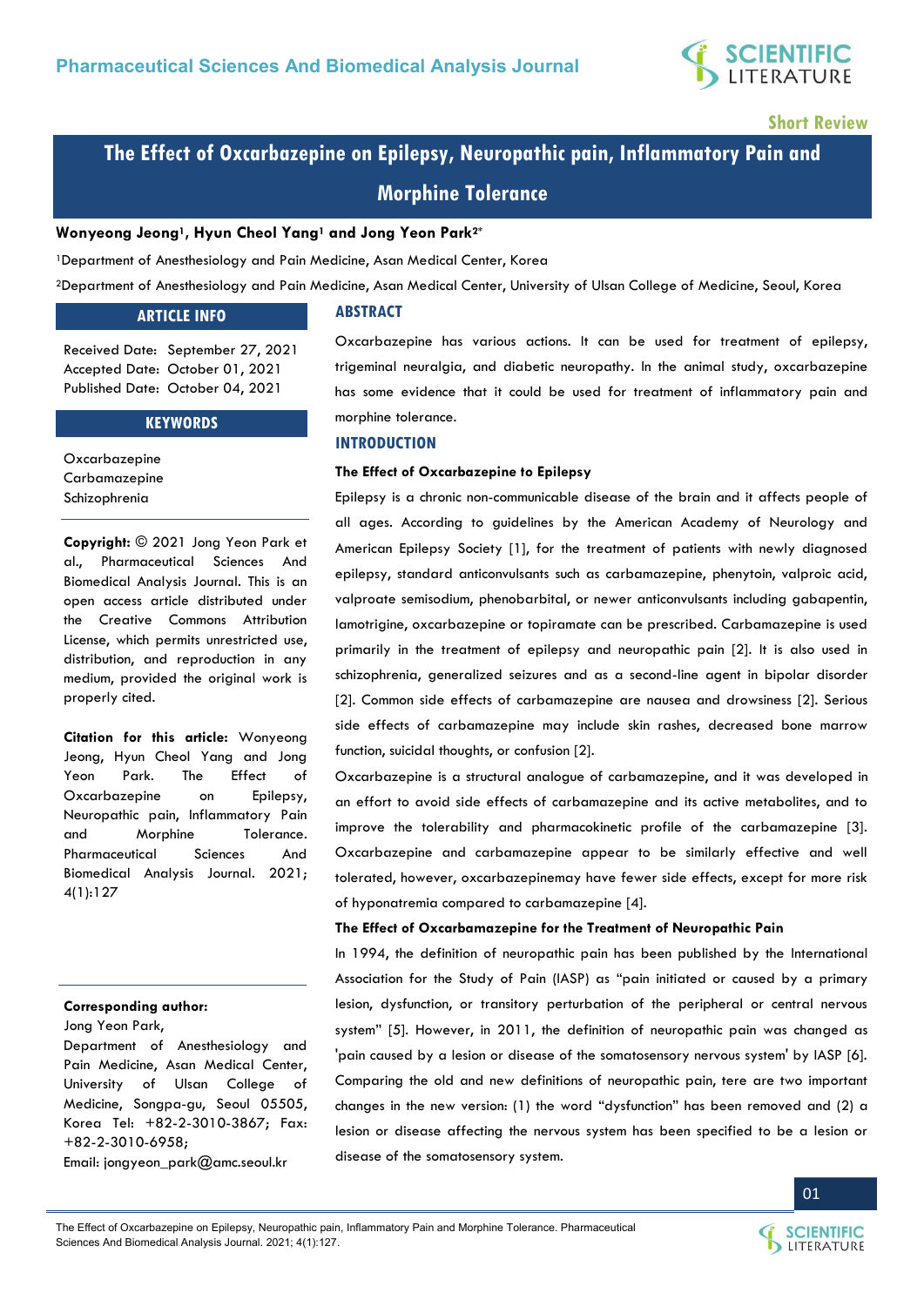Short Review

# The Effect of Oxcarbazepine on Epilepsy, Neuropathic pain, Inflammatory Pain and Morphine Tolerance

**Wonyeong Jeong[1], Hyun Cheol Yang[1] and Jong Yeon Park[2]***

[1]Department of Anesthesiology and Pain Medicine, Asan Medical Center, Korea

[2]Department of Anesthesiology and Pain Medicine, Asan Medical Center, University of Ulsan College of Medicine, Seoul, Korea

## ARTICLE INFO

Received Date: September 27, 2021
Accepted Date: October 01, 2021
Published Date: October 04, 2021

## KEYWORDS

Oxcarbazepine
Carbamazepine
Schizophrenia

**Copyright:** © 2021 Jong Yeon Park et al., Pharmaceutical Sciences And Biomedical Analysis Journal. This is an open access article distributed under the Creative Commons Attribution License, which permits unrestricted use, distribution, and reproduction in any medium, provided the original work is properly cited.

**Citation for this article:** Wonyeong Jeong, Hyun Cheol Yang and Jong Yeon Park. The Effect of Oxcarbazepine on Epilepsy, Neuropathic pain, Inflammatory Pain and Morphine Tolerance. Pharmaceutical Sciences And Biomedical Analysis Journal. 2021; 4(1):127

**Corresponding author:**
Jong Yeon Park,
Department of Anesthesiology and Pain Medicine, Asan Medical Center, University of Ulsan College of Medicine, Songpa-gu, Seoul 05505, Korea Tel: +82-2-3010-3867; Fax: +82-2-3010-6958;
Email: jongyeon_park@amc.seoul.kr

## ABSTRACT

Oxcarbazepine has various actions. It can be used for treatment of epilepsy, trigeminal neuralgia, and diabetic neuropathy. In the animal study, oxcarbazepine has some evidence that it could be used for treatment of inflammatory pain and morphine tolerance.

## INTRODUCTION

### The Effect of Oxcarbazepine to Epilepsy

Epilepsy is a chronic non-communicable disease of the brain and it affects people of all ages. According to guidelines by the American Academy of Neurology and American Epilepsy Society [1], for the treatment of patients with newly diagnosed epilepsy, standard anticonvulsants such as carbamazepine, phenytoin, valproic acid, valproate semisodium, phenobarbital, or newer anticonvulsants including gabapentin, lamotrigine, oxcarbazepine or topiramate can be prescribed. Carbamazepine is used primarily in the treatment of epilepsy and neuropathic pain [2]. It is also used in schizophrenia, generalized seizures and as a second-line agent in bipolar disorder [2]. Common side effects of carbamazepine are nausea and drowsiness [2]. Serious side effects of carbamazepine may include skin rashes, decreased bone marrow function, suicidal thoughts, or confusion [2].

Oxcarbazepine is a structural analogue of carbamazepine, and it was developed in an effort to avoid side effects of carbamazepine and its active metabolites, and to improve the tolerability and pharmacokinetic profile of the carbamazepine [3]. Oxcarbazepine and carbamazepine appear to be similarly effective and well tolerated, however, oxcarbazepinemay have fewer side effects, except for more risk of hyponatremia compared to carbamazepine [4].

### The Effect of Oxcarbamazepine for the Treatment of Neuropathic Pain

In 1994, the definition of neuropathic pain has been published by the International Association for the Study of Pain (IASP) as "pain initiated or caused by a primary lesion, dysfunction, or transitory perturbation of the peripheral or central nervous system" [5]. However, in 2011, the definition of neuropathic pain was changed as 'pain caused by a lesion or disease of the somatosensory nervous system' by IASP [6]. Comparing the old and new definitions of neuropathic pain, tere are two important changes in the new version: (1) the word "dysfunction" has been removed and (2) a lesion or disease affecting the nervous system has been specified to be a lesion or disease of the somatosensory system.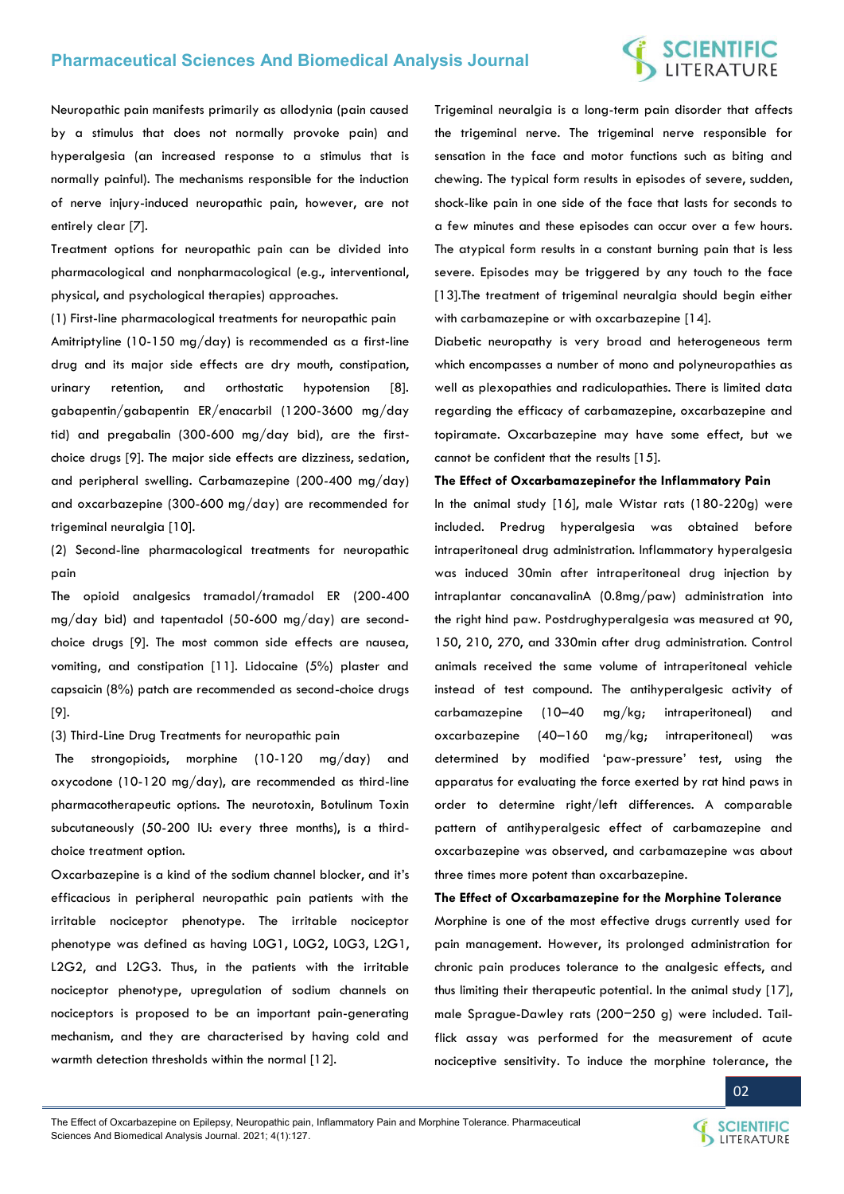Neuropathic pain manifests primarily as allodynia (pain caused by a stimulus that does not normally provoke pain) and hyperalgesia (an increased response to a stimulus that is normally painful). The mechanisms responsible for the induction of nerve injury-induced neuropathic pain, however, are not entirely clear [7].

Treatment options for neuropathic pain can be divided into pharmacological and nonpharmacological (e.g., interventional, physical, and psychological therapies) approaches.

(1) First-line pharmacological treatments for neuropathic pain

Amitriptyline (10-150 mg/day) is recommended as a first-line drug and its major side effects are dry mouth, constipation, urinary retention, and orthostatic hypotension [8]. gabapentin/gabapentin ER/enacarbil (1200-3600 mg/day tid) and pregabalin (300-600 mg/day bid), are the first-choice drugs [9]. The major side effects are dizziness, sedation, and peripheral swelling. Carbamazepine (200-400 mg/day) and oxcarbazepine (300-600 mg/day) are recommended for trigeminal neuralgia [10].

(2) Second-line pharmacological treatments for neuropathic pain

The opioid analgesics tramadol/tramadol ER (200-400 mg/day bid) and tapentadol (50-600 mg/day) are second-choice drugs [9]. The most common side effects are nausea, vomiting, and constipation [11]. Lidocaine (5%) plaster and capsaicin (8%) patch are recommended as second-choice drugs [9].

(3) Third-Line Drug Treatments for neuropathic pain

The strongopioids, morphine (10-120 mg/day) and oxycodone (10-120 mg/day), are recommended as third-line pharmacotherapeutic options. The neurotoxin, Botulinum Toxin subcutaneously (50-200 IU: every three months), is a third-choice treatment option.

Oxcarbazepine is a kind of the sodium channel blocker, and it's efficacious in peripheral neuropathic pain patients with the irritable nociceptor phenotype. The irritable nociceptor phenotype was defined as having L0G1, L0G2, L0G3, L2G1, L2G2, and L2G3. Thus, in the patients with the irritable nociceptor phenotype, upregulation of sodium channels on nociceptors is proposed to be an important pain-generating mechanism, and they are characterised by having cold and warmth detection thresholds within the normal [12].

Trigeminal neuralgia is a long-term pain disorder that affects the trigeminal nerve. The trigeminal nerve responsible for sensation in the face and motor functions such as biting and chewing. The typical form results in episodes of severe, sudden, shock-like pain in one side of the face that lasts for seconds to a few minutes and these episodes can occur over a few hours. The atypical form results in a constant burning pain that is less severe. Episodes may be triggered by any touch to the face [13].The treatment of trigeminal neuralgia should begin either with carbamazepine or with oxcarbazepine [14].

Diabetic neuropathy is very broad and heterogeneous term which encompasses a number of mono and polyneuropathies as well as plexopathies and radiculopathies. There is limited data regarding the efficacy of carbamazepine, oxcarbazepine and topiramate. Oxcarbazepine may have some effect, but we cannot be confident that the results [15].

**The Effect of Oxcarbamazepinefor the Inflammatory Pain**

In the animal study [16], male Wistar rats (180-220g) were included. Predrug hyperalgesia was obtained before intraperitoneal drug administration. Inflammatory hyperalgesia was induced 30min after intraperitoneal drug injection by intraplantar concanavalinA (0.8mg/paw) administration into the right hind paw. Postdrughyperalgesia was measured at 90, 150, 210, 270, and 330min after drug administration. Control animals received the same volume of intraperitoneal vehicle instead of test compound. The antihyperalgesic activity of carbamazepine (10–40 mg/kg; intraperitoneal) and oxcarbazepine (40–160 mg/kg; intraperitoneal) was determined by modified 'paw-pressure' test, using the apparatus for evaluating the force exerted by rat hind paws in order to determine right/left differences. A comparable pattern of antihyperalgesic effect of carbamazepine and oxcarbazepine was observed, and carbamazepine was about three times more potent than oxcarbazepine.

**The Effect of Oxcarbazepine for the Morphine Tolerance**

Morphine is one of the most effective drugs currently used for pain management. However, its prolonged administration for chronic pain produces tolerance to the analgesic effects, and thus limiting their therapeutic potential. In the animal study [17], male Sprague-Dawley rats (200−250 g) were included. Tail-flick assay was performed for the measurement of acute nociceptive sensitivity. To induce the morphine tolerance, the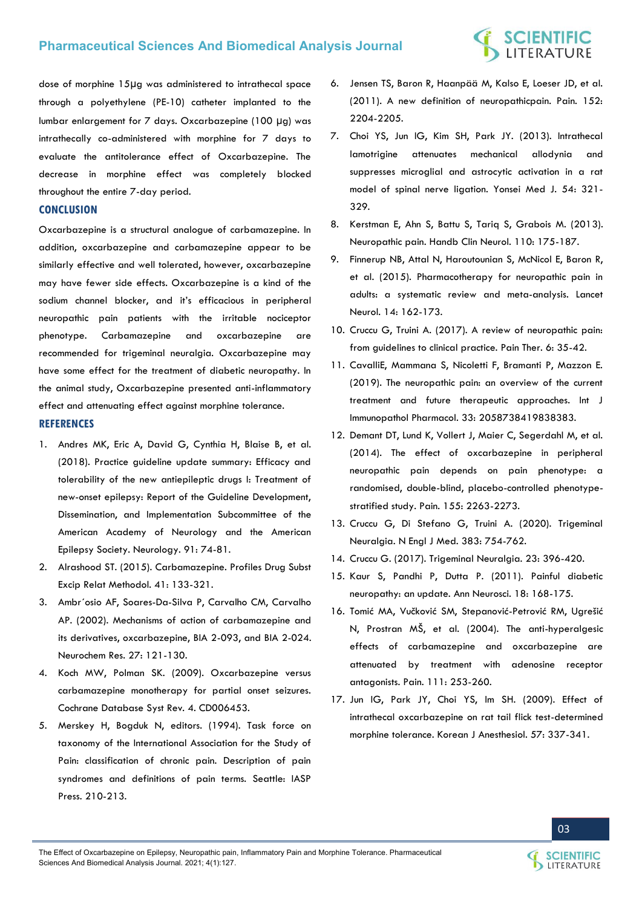dose of morphine 15μg was administered to intrathecal space through a polyethylene (PE-10) catheter implanted to the lumbar enlargement for 7 days. Oxcarbazepine (100 μg) was intrathecally co-administered with morphine for 7 days to evaluate the antitolerance effect of Oxcarbazepine. The decrease in morphine effect was completely blocked throughout the entire 7-day period.

## CONCLUSION

Oxcarbazepine is a structural analogue of carbamazepine. In addition, oxcarbazepine and carbamazepine appear to be similarly effective and well tolerated, however, oxcarbazepine may have fewer side effects. Oxcarbazepine is a kind of the sodium channel blocker, and it's efficacious in peripheral neuropathic pain patients with the irritable nociceptor phenotype. Carbamazepine and oxcarbazepine are recommended for trigeminal neuralgia. Oxcarbazepine may have some effect for the treatment of diabetic neuropathy. In the animal study, Oxcarbazepine presented anti-inflammatory effect and attenuating effect against morphine tolerance.

## REFERENCES

1. Andres MK, Eric A, David G, Cynthia H, Blaise B, et al. (2018). Practice guideline update summary: Efficacy and tolerability of the new antiepileptic drugs I: Treatment of new-onset epilepsy: Report of the Guideline Development, Dissemination, and Implementation Subcommittee of the American Academy of Neurology and the American Epilepsy Society. Neurology. 91: 74-81.
2. Alrashood ST. (2015). Carbamazepine. Profiles Drug Subst Excip Relat Methodol. 41: 133-321.
3. Ambr´osio AF, Soares-Da-Silva P, Carvalho CM, Carvalho AP. (2002). Mechanisms of action of carbamazepine and its derivatives, oxcarbazepine, BIA 2-093, and BIA 2-024. Neurochem Res. 27: 121-130.
4. Koch MW, Polman SK. (2009). Oxcarbazepine versus carbamazepine monotherapy for partial onset seizures. Cochrane Database Syst Rev. 4. CD006453.
5. Merskey H, Bogduk N, editors. (1994). Task force on taxonomy of the International Association for the Study of Pain: classification of chronic pain. Description of pain syndromes and definitions of pain terms. Seattle: IASP Press. 210-213.
6. Jensen TS, Baron R, Haanpää M, Kalso E, Loeser JD, et al. (2011). A new definition of neuropathicpain. Pain. 152: 2204-2205.
7. Choi YS, Jun IG, Kim SH, Park JY. (2013). Intrathecal lamotrigine attenuates mechanical allodynia and suppresses microglial and astrocytic activation in a rat model of spinal nerve ligation. Yonsei Med J. 54: 321-329.
8. Kerstman E, Ahn S, Battu S, Tariq S, Grabois M. (2013). Neuropathic pain. Handb Clin Neurol. 110: 175-187.
9. Finnerup NB, Attal N, Haroutounian S, McNicol E, Baron R, et al. (2015). Pharmacotherapy for neuropathic pain in adults: a systematic review and meta-analysis. Lancet Neurol. 14: 162-173.
10. Cruccu G, Truini A. (2017). A review of neuropathic pain: from guidelines to clinical practice. Pain Ther. 6: 35-42.
11. CavalliE, Mammana S, Nicoletti F, Bramanti P, Mazzon E. (2019). The neuropathic pain: an overview of the current treatment and future therapeutic approaches. Int J Immunopathol Pharmacol. 33: 2058738419838383.
12. Demant DT, Lund K, Vollert J, Maier C, Segerdahl M, et al. (2014). The effect of oxcarbazepine in peripheral neuropathic pain depends on pain phenotype: a randomised, double-blind, placebo-controlled phenotype-stratified study. Pain. 155: 2263-2273.
13. Cruccu G, Di Stefano G, Truini A. (2020). Trigeminal Neuralgia. N Engl J Med. 383: 754-762.
14. Cruccu G. (2017). Trigeminal Neuralgia. 23: 396-420.
15. Kaur S, Pandhi P, Dutta P. (2011). Painful diabetic neuropathy: an update. Ann Neurosci. 18: 168-175.
16. Tomić MA, Vučković SM, Stepanović-Petrović RM, Ugrešić N, Prostran MŠ, et al. (2004). The anti-hyperalgesic effects of carbamazepine and oxcarbazepine are attenuated by treatment with adenosine receptor antagonists. Pain. 111: 253-260.
17. Jun IG, Park JY, Choi YS, Im SH. (2009). Effect of intrathecal oxcarbazepine on rat tail flick test-determined morphine tolerance. Korean J Anesthesiol. 57: 337-341.